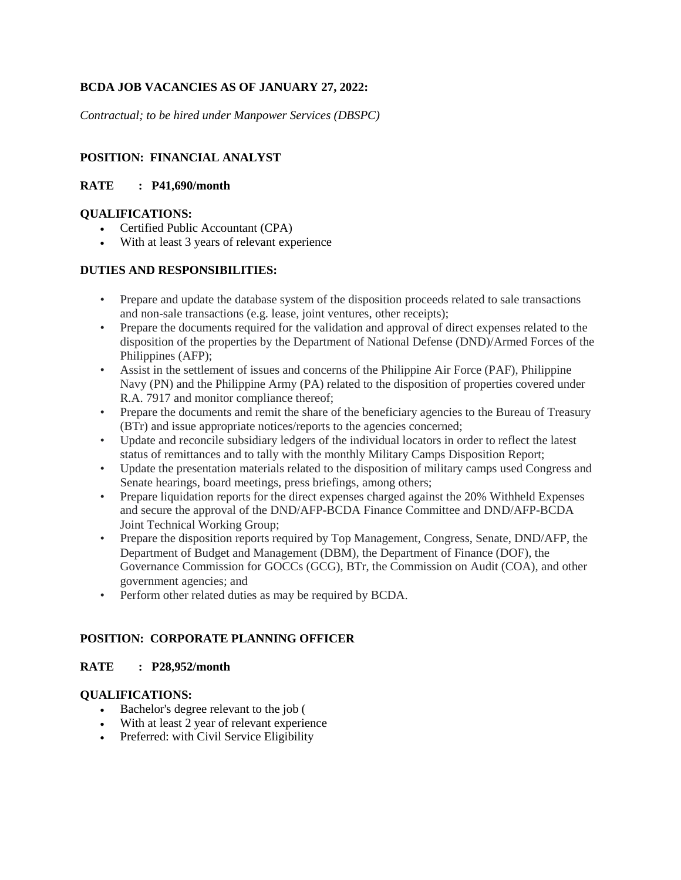**BCDA JOB VACANCIES AS OF JANUARY 27, 2022:**

*Contractual; to be hired under Manpower Services (DBSPC)*

**POSITION: FINANCIAL ANALYST**

**RATE : P41,690/month**

**QUALIFICATIONS:**

- Certified Public Accountant (CPA)
- With at least 3 years of relevant experience

**DUTIES AND RESPONSIBILITIES:**

- Prepare and update the database system of the disposition proceeds related to sale transactions and non-sale transactions (e.g. lease, joint ventures, other receipts);
- Prepare the documents required for the validation and approval of direct expenses related to the disposition of the properties by the Department of National Defense (DND)/Armed Forces of the Philippines (AFP);
- Assist in the settlement of issues and concerns of the Philippine Air Force (PAF), Philippine Navy (PN) and the Philippine Army (PA) related to the disposition of properties covered under R.A. 7917 and monitor compliance thereof;
- Prepare the documents and remit the share of the beneficiary agencies to the Bureau of Treasury (BTr) and issue appropriate notices/reports to the agencies concerned;
- Update and reconcile subsidiary ledgers of the individual locators in order to reflect the latest status of remittances and to tally with the monthly Military Camps Disposition Report;
- Update the presentation materials related to the disposition of military camps used Congress and Senate hearings, board meetings, press briefings, among others;
- Prepare liquidation reports for the direct expenses charged against the 20% Withheld Expenses and secure the approval of the DND/AFP-BCDA Finance Committee and DND/AFP-BCDA Joint Technical Working Group;
- Prepare the disposition reports required by Top Management, Congress, Senate, DND/AFP, the Department of Budget and Management (DBM), the Department of Finance (DOF), the Governance Commission for GOCCs (GCG), BTr, the Commission on Audit (COA), and other government agencies; and
- Perform other related duties as may be required by BCDA.

**POSITION: CORPORATE PLANNING OFFICER**

**RATE : P28,952/month**

**QUALIFICATIONS:**

- Bachelor's degree relevant to the job (
- With at least 2 year of relevant experience
- Preferred: with Civil Service Eligibility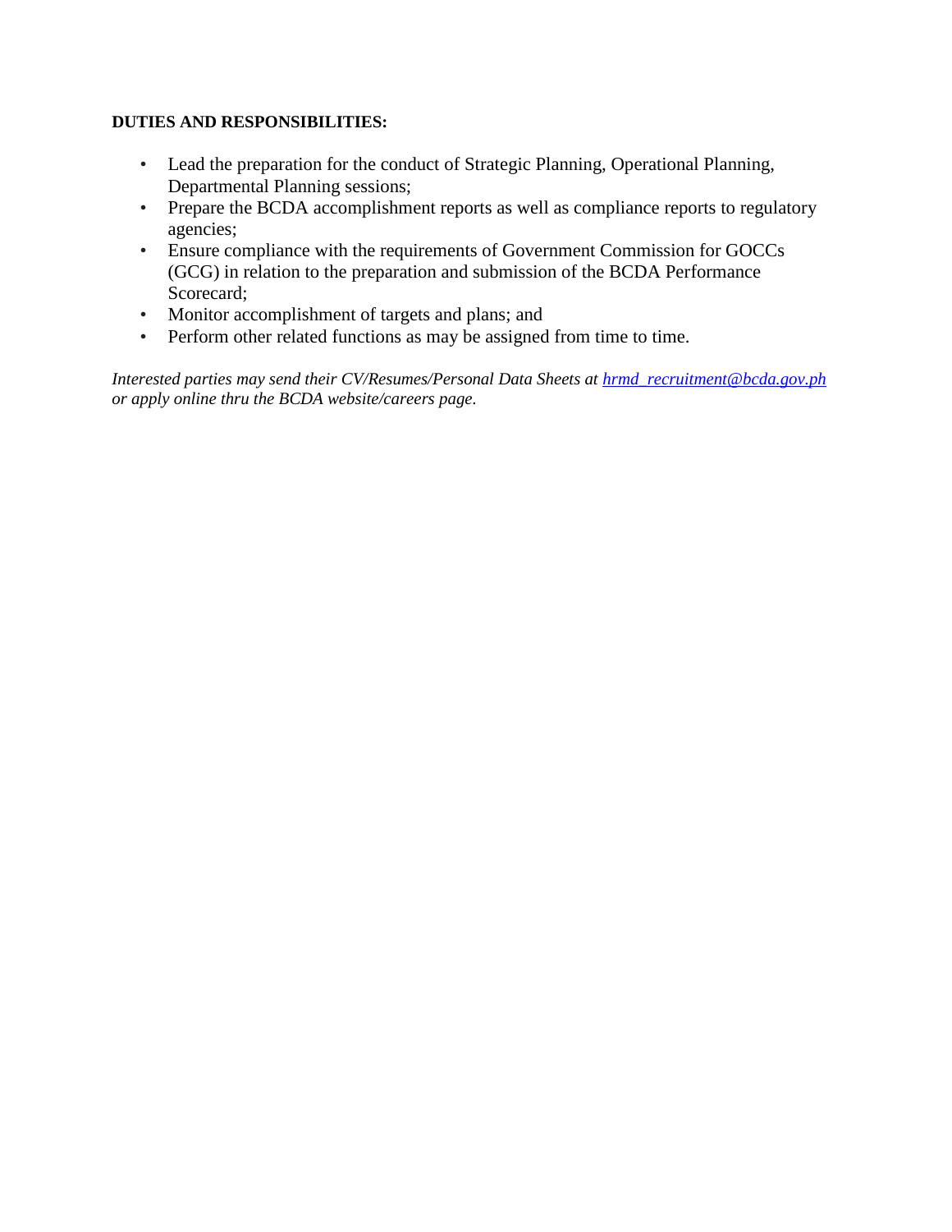**DUTIES AND RESPONSIBILITIES:**

- Lead the preparation for the conduct of Strategic Planning, Operational Planning, Departmental Planning sessions;
- Prepare the BCDA accomplishment reports as well as compliance reports to regulatory agencies;
- Ensure compliance with the requirements of Government Commission for GOCCs (GCG) in relation to the preparation and submission of the BCDA Performance Scorecard;
- Monitor accomplishment of targets and plans; and
- Perform other related functions as may be assigned from time to time.

*Interested parties may send their CV/Resumes/Personal Data Sheets at hrmd_recruitment@bcda.gov.ph or apply online thru the BCDA website/careers page.*